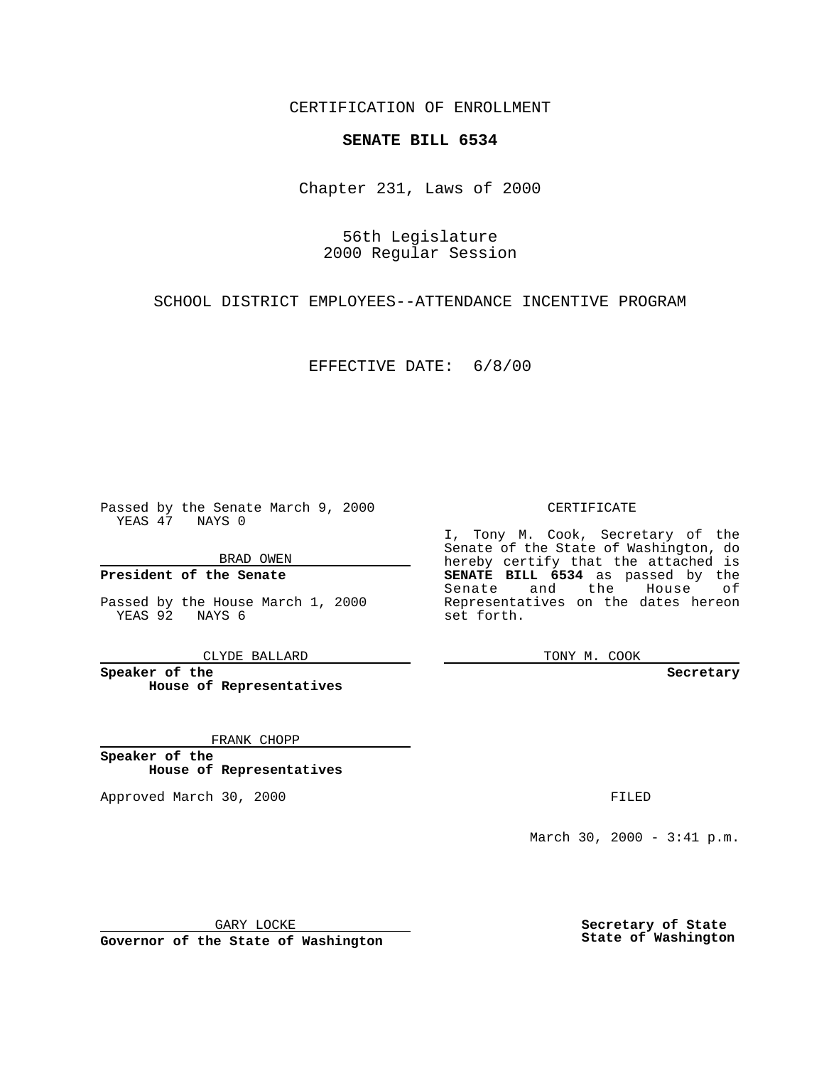CERTIFICATION OF ENROLLMENT

**SENATE BILL 6534**

Chapter 231, Laws of 2000

56th Legislature
2000 Regular Session

SCHOOL DISTRICT EMPLOYEES--ATTENDANCE INCENTIVE PROGRAM

EFFECTIVE DATE: 6/8/00

Passed by the Senate March 9, 2000
YEAS 47 NAYS 0

BRAD OWEN

**President of the Senate**

Passed by the House March 1, 2000
YEAS 92 NAYS 6

CLYDE BALLARD

**Speaker of the House of Representatives**

FRANK CHOPP

**Speaker of the House of Representatives**

Approved March 30, 2000

GARY LOCKE

**Governor of the State of Washington**

CERTIFICATE

I, Tony M. Cook, Secretary of the Senate of the State of Washington, do hereby certify that the attached is **SENATE BILL 6534** as passed by the Senate and the House of Representatives on the dates hereon set forth.

TONY M. COOK

**Secretary**

FILED

March 30, 2000 - 3:41 p.m.

**Secretary of State**
**State of Washington**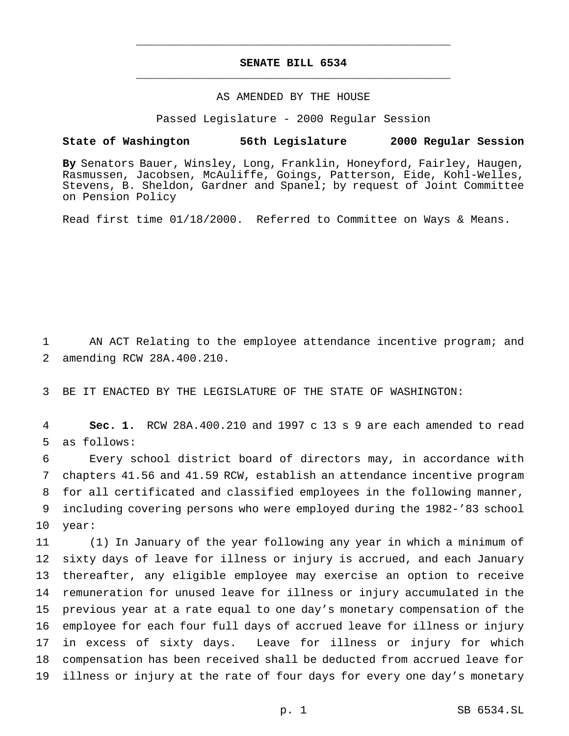# SENATE BILL 6534

AS AMENDED BY THE HOUSE

Passed Legislature - 2000 Regular Session

**State of Washington 56th Legislature 2000 Regular Session**

**By** Senators Bauer, Winsley, Long, Franklin, Honeyford, Fairley, Haugen, Rasmussen, Jacobsen, McAuliffe, Goings, Patterson, Eide, Kohl-Welles, Stevens, B. Sheldon, Gardner and Spanel; by request of Joint Committee on Pension Policy

Read first time 01/18/2000. Referred to Committee on Ways & Means.

1 AN ACT Relating to the employee attendance incentive program; and
2 amending RCW 28A.400.210.

3 BE IT ENACTED BY THE LEGISLATURE OF THE STATE OF WASHINGTON:

4 **Sec. 1.** RCW 28A.400.210 and 1997 c 13 s 9 are each amended to read
5 as follows:

6 Every school district board of directors may, in accordance with
7 chapters 41.56 and 41.59 RCW, establish an attendance incentive program
8 for all certificated and classified employees in the following manner,
9 including covering persons who were employed during the 1982-'83 school
10 year:

11 (1) In January of the year following any year in which a minimum of
12 sixty days of leave for illness or injury is accrued, and each January
13 thereafter, any eligible employee may exercise an option to receive
14 remuneration for unused leave for illness or injury accumulated in the
15 previous year at a rate equal to one day's monetary compensation of the
16 employee for each four full days of accrued leave for illness or injury
17 in excess of sixty days. Leave for illness or injury for which
18 compensation has been received shall be deducted from accrued leave for
19 illness or injury at the rate of four days for every one day's monetary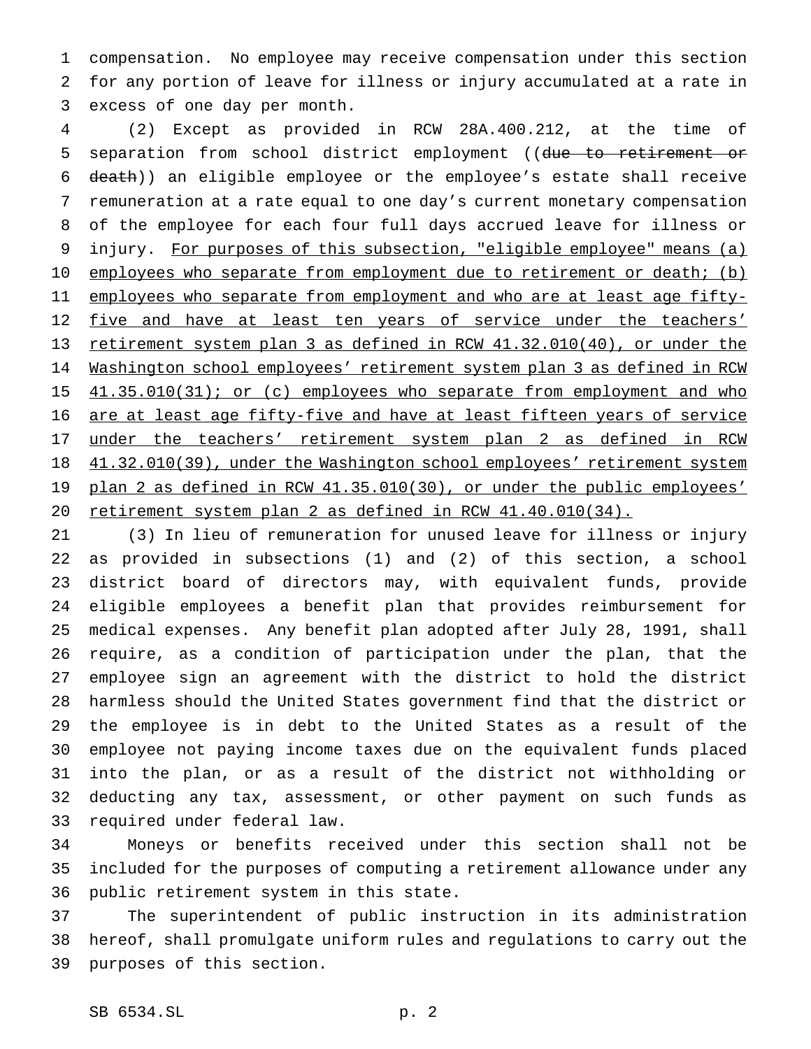compensation. No employee may receive compensation under this section for any portion of leave for illness or injury accumulated at a rate in excess of one day per month.

(2) Except as provided in RCW 28A.400.212, at the time of separation from school district employment ((~~due to retirement or death~~)) an eligible employee or the employee's estate shall receive remuneration at a rate equal to one day's current monetary compensation of the employee for each four full days accrued leave for illness or injury. <u>For purposes of this subsection, "eligible employee" means (a) employees who separate from employment due to retirement or death; (b) employees who separate from employment and who are at least age fifty-five and have at least ten years of service under the teachers' retirement system plan 3 as defined in RCW 41.32.010(40), or under the Washington school employees' retirement system plan 3 as defined in RCW 41.35.010(31); or (c) employees who separate from employment and who are at least age fifty-five and have at least fifteen years of service under the teachers' retirement system plan 2 as defined in RCW 41.32.010(39), under the Washington school employees' retirement system plan 2 as defined in RCW 41.35.010(30), or under the public employees' retirement system plan 2 as defined in RCW 41.40.010(34).</u>

(3) In lieu of remuneration for unused leave for illness or injury as provided in subsections (1) and (2) of this section, a school district board of directors may, with equivalent funds, provide eligible employees a benefit plan that provides reimbursement for medical expenses. Any benefit plan adopted after July 28, 1991, shall require, as a condition of participation under the plan, that the employee sign an agreement with the district to hold the district harmless should the United States government find that the district or the employee is in debt to the United States as a result of the employee not paying income taxes due on the equivalent funds placed into the plan, or as a result of the district not withholding or deducting any tax, assessment, or other payment on such funds as required under federal law.

Moneys or benefits received under this section shall not be included for the purposes of computing a retirement allowance under any public retirement system in this state.

The superintendent of public instruction in its administration hereof, shall promulgate uniform rules and regulations to carry out the purposes of this section.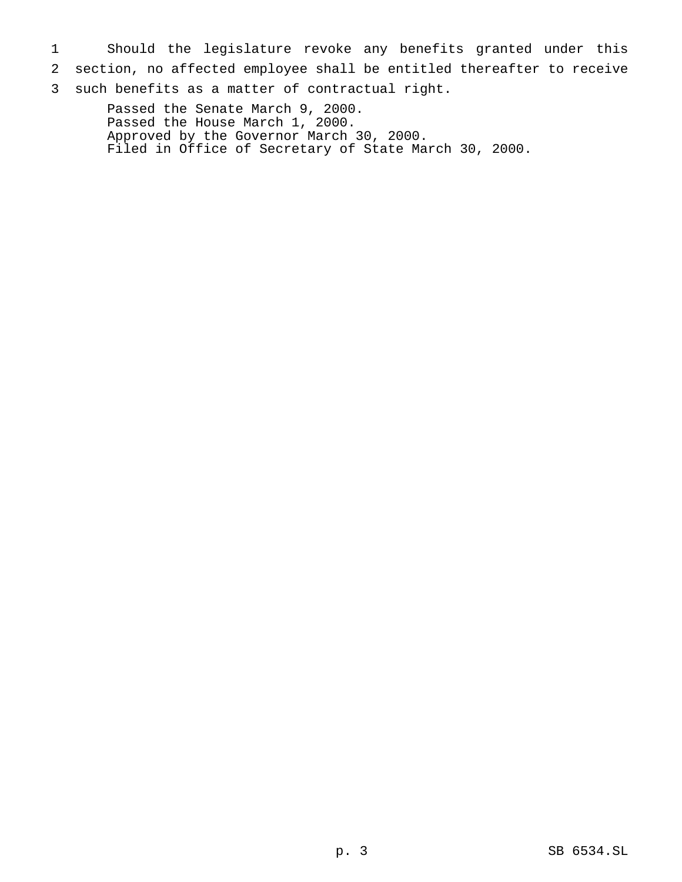Should the legislature revoke any benefits granted under this section, no affected employee shall be entitled thereafter to receive such benefits as a matter of contractual right.

Passed the Senate March 9, 2000.
Passed the House March 1, 2000.
Approved by the Governor March 30, 2000.
Filed in Office of Secretary of State March 30, 2000.